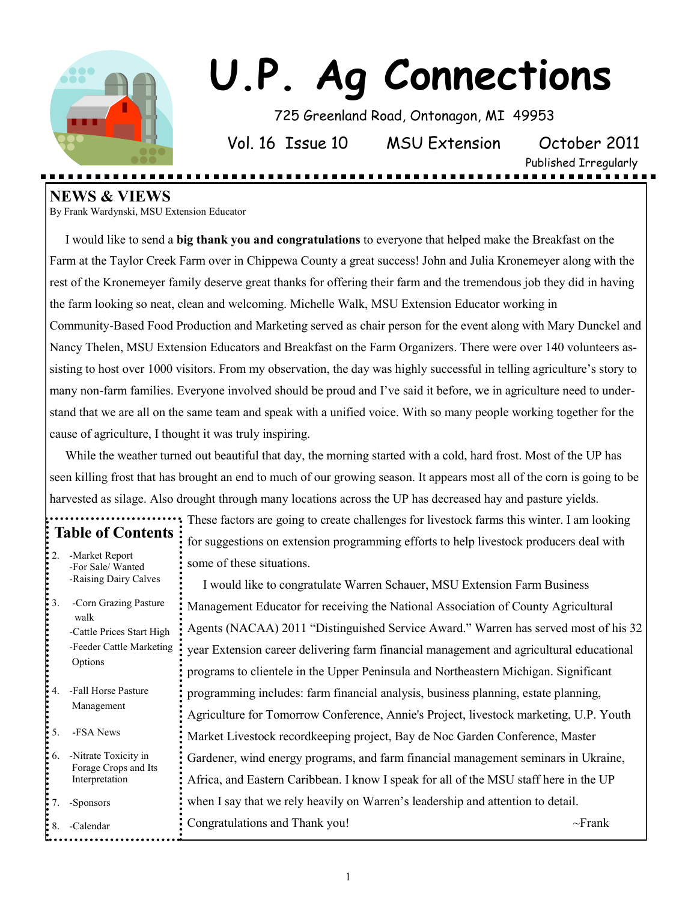# U.P. Ag Connections

725 Greenland Road, Ontonagon, MI 49953

Vol. 16 Issue 10 | MSU Extension | October 2011

Published Irregularly

## NEWS & VIEWS

By Frank Wardynski, MSU Extension Educator

I would like to send a **big thank you and congratulations** to everyone that helped make the Breakfast on the Farm at the Taylor Creek Farm over in Chippewa County a great success! John and Julia Kronemeyer along with the rest of the Kronemeyer family deserve great thanks for offering their farm and the tremendous job they did in having the farm looking so neat, clean and welcoming. Michelle Walk, MSU Extension Educator working in Community-Based Food Production and Marketing served as chair person for the event along with Mary Dunckel and Nancy Thelen, MSU Extension Educators and Breakfast on the Farm Organizers. There were over 140 volunteers assisting to host over 1000 visitors. From my observation, the day was highly successful in telling agriculture's story to many non-farm families. Everyone involved should be proud and I've said it before, we in agriculture need to understand that we are all on the same team and speak with a unified voice. With so many people working together for the cause of agriculture, I thought it was truly inspiring.

While the weather turned out beautiful that day, the morning started with a cold, hard frost. Most of the UP has seen killing frost that has brought an end to much of our growing season. It appears most all of the corn is going to be harvested as silage. Also drought through many locations across the UP has decreased hay and pasture yields. These factors are going to create challenges for livestock farms this winter. I am looking for suggestions on extension programming efforts to help livestock producers deal with some of these situations.

I would like to congratulate Warren Schauer, MSU Extension Farm Business Management Educator for receiving the National Association of County Agricultural Agents (NACAA) 2011 "Distinguished Service Award." Warren has served most of his 32 year Extension career delivering farm financial management and agricultural educational programs to clientele in the Upper Peninsula and Northeastern Michigan. Significant programming includes: farm financial analysis, business planning, estate planning, Agriculture for Tomorrow Conference, Annie's Project, livestock marketing, U.P. Youth Market Livestock recordkeeping project, Bay de Noc Garden Conference, Master Gardener, wind energy programs, and farm financial management seminars in Ukraine, Africa, and Eastern Caribbean. I know I speak for all of the MSU staff here in the UP when I say that we rely heavily on Warren's leadership and attention to detail. Congratulations and Thank you!

~Frank

## Table of Contents

2. -Market Report
   -For Sale/ Wanted
   -Raising Dairy Calves
3. -Corn Grazing Pasture walk
   -Cattle Prices Start High
   -Feeder Cattle Marketing Options
4. -Fall Horse Pasture Management
5. -FSA News
6. -Nitrate Toxicity in Forage Crops and Its Interpretation
7. -Sponsors
8. -Calendar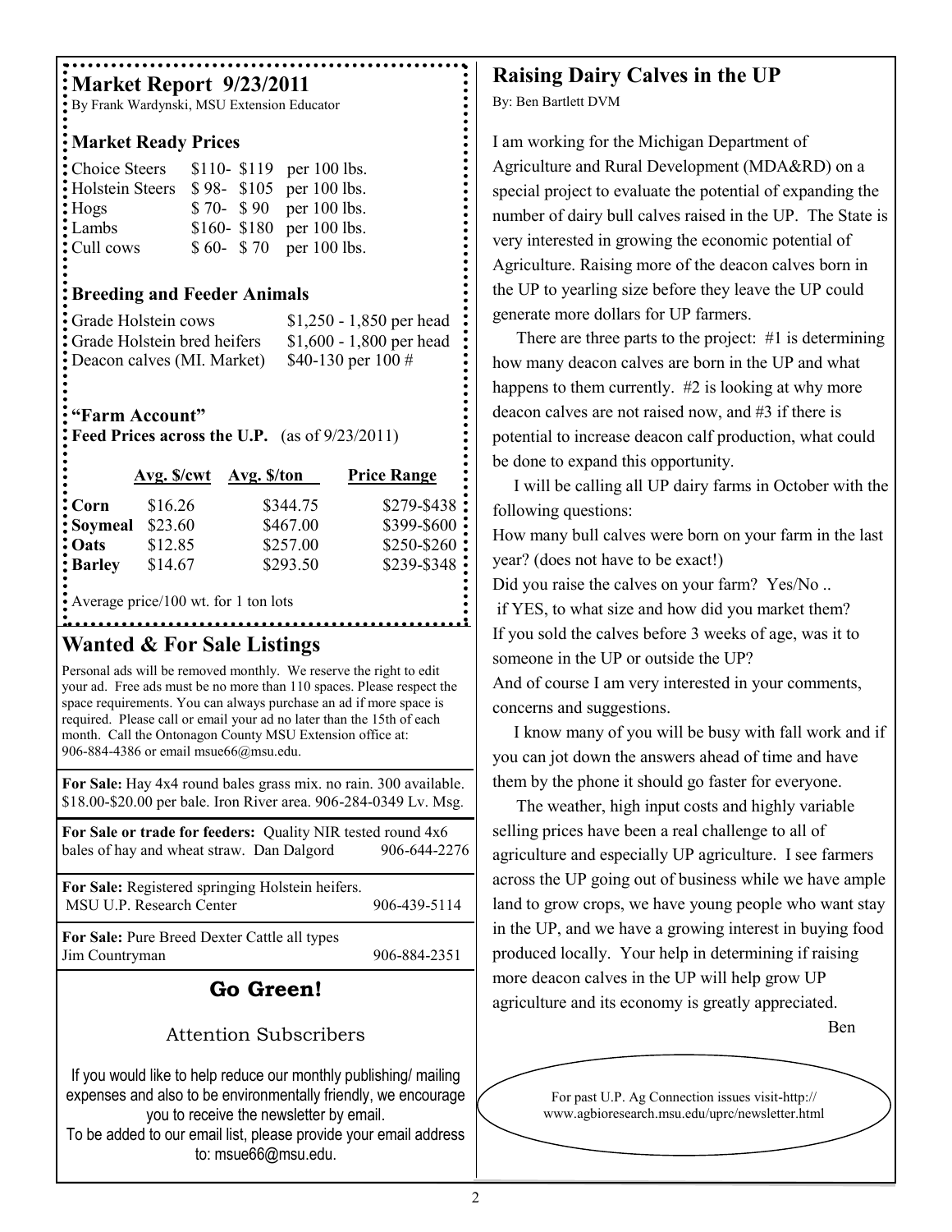## Market Report 9/23/2011

By Frank Wardynski, MSU Extension Educator

### Market Ready Prices

| | | |
|---|---|---|
| Choice Steers | \$110- \$119 | per 100 lbs. |
| Holstein Steers | \$ 98- \$105 | per 100 lbs. |
| Hogs | \$ 70- \$ 90 | per 100 lbs. |
| Lambs | \$160- \$180 | per 100 lbs. |
| Cull cows | \$ 60- \$ 70 | per 100 lbs. |

### Breeding and Feeder Animals

| | |
|---|---|
| Grade Holstein cows | \$1,250 - 1,850 per head |
| Grade Holstein bred heifers | \$1,600 - 1,800 per head |
| Deacon calves (MI. Market) | \$40-130 per 100 # |

### "Farm Account"

**Feed Prices across the U.P.** (as of 9/23/2011)

| | Avg. \$/cwt | Avg. \$/ton | Price Range |
|---|---|---|---|
| **Corn** | \$16.26 | \$344.75 | \$279-\$438 |
| **Soymeal** | \$23.60 | \$467.00 | \$399-\$600 |
| **Oats** | \$12.85 | \$257.00 | \$250-\$260 |
| **Barley** | \$14.67 | \$293.50 | \$239-\$348 |

Average price/100 wt. for 1 ton lots

## Wanted & For Sale Listings

Personal ads will be removed monthly. We reserve the right to edit your ad. Free ads must be no more than 110 spaces. Please respect the space requirements. You can always purchase an ad if more space is required. Please call or email your ad no later than the 15th of each month. Call the Ontonagon County MSU Extension office at: 906-884-4386 or email msue66@msu.edu.

**For Sale:** Hay 4x4 round bales grass mix. no rain. 300 available. \$18.00-\$20.00 per bale. Iron River area. 906-284-0349 Lv. Msg.

**For Sale or trade for feeders:** Quality NIR tested round 4x6 bales of hay and wheat straw. Dan Dalgord 906-644-2276

**For Sale:** Registered springing Holstein heifers. MSU U.P. Research Center 906-439-5114

**For Sale:** Pure Breed Dexter Cattle all types Jim Countryman 906-884-2351

## Go Green!

### Attention Subscribers

If you would like to help reduce our monthly publishing/ mailing expenses and also to be environmentally friendly, we encourage you to receive the newsletter by email.
To be added to our email list, please provide your email address to: msue66@msu.edu.

## Raising Dairy Calves in the UP

By: Ben Bartlett DVM

I am working for the Michigan Department of Agriculture and Rural Development (MDA&RD) on a special project to evaluate the potential of expanding the number of dairy bull calves raised in the UP. The State is very interested in growing the economic potential of Agriculture. Raising more of the deacon calves born in the UP to yearling size before they leave the UP could generate more dollars for UP farmers.

There are three parts to the project: #1 is determining how many deacon calves are born in the UP and what happens to them currently. #2 is looking at why more deacon calves are not raised now, and #3 if there is potential to increase deacon calf production, what could be done to expand this opportunity.

I will be calling all UP dairy farms in October with the following questions:

How many bull calves were born on your farm in the last year? (does not have to be exact!)

Did you raise the calves on your farm? Yes/No ..

if YES, to what size and how did you market them?

If you sold the calves before 3 weeks of age, was it to someone in the UP or outside the UP?

And of course I am very interested in your comments, concerns and suggestions.

I know many of you will be busy with fall work and if you can jot down the answers ahead of time and have them by the phone it should go faster for everyone.

The weather, high input costs and highly variable selling prices have been a real challenge to all of agriculture and especially UP agriculture. I see farmers across the UP going out of business while we have ample land to grow crops, we have young people who want stay in the UP, and we have a growing interest in buying food produced locally. Your help in determining if raising more deacon calves in the UP will help grow UP agriculture and its economy is greatly appreciated.

Ben

For past U.P. Ag Connection issues visit-http://www.agbioresearch.msu.edu/uprc/newsletter.html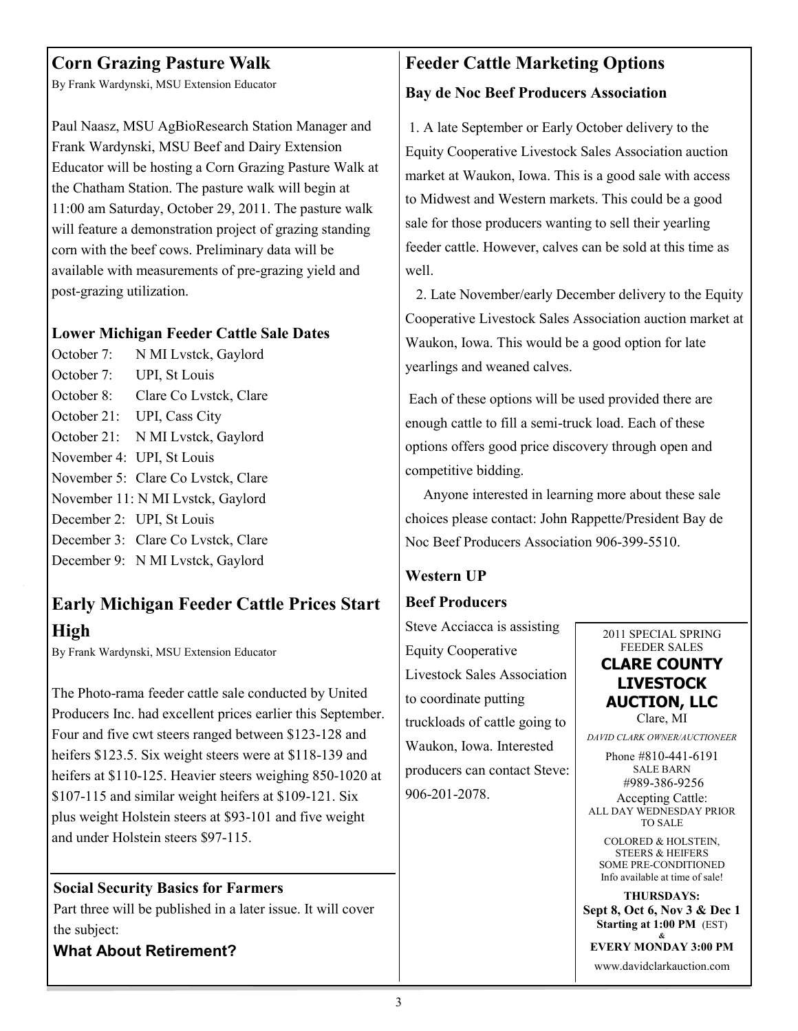## Corn Grazing Pasture Walk

By Frank Wardynski, MSU Extension Educator

Paul Naasz, MSU AgBioResearch Station Manager and Frank Wardynski, MSU Beef and Dairy Extension Educator will be hosting a Corn Grazing Pasture Walk at the Chatham Station. The pasture walk will begin at 11:00 am Saturday, October 29, 2011. The pasture walk will feature a demonstration project of grazing standing corn with the beef cows. Preliminary data will be available with measurements of pre-grazing yield and post-grazing utilization.

### Lower Michigan Feeder Cattle Sale Dates

| | |
|---|---|
| October 7: | N MI Lvstck, Gaylord |
| October 7: | UPI, St Louis |
| October 8: | Clare Co Lvstck, Clare |
| October 21: | UPI, Cass City |
| October 21: | N MI Lvstck, Gaylord |
| November 4: | UPI, St Louis |
| November 5: | Clare Co Lvstck, Clare |
| November 11: | N MI Lvstck, Gaylord |
| December 2: | UPI, St Louis |
| December 3: | Clare Co Lvstck, Clare |
| December 9: | N MI Lvstck, Gaylord |

## Early Michigan Feeder Cattle Prices Start High

By Frank Wardynski, MSU Extension Educator

The Photo-rama feeder cattle sale conducted by United Producers Inc. had excellent prices earlier this September. Four and five cwt steers ranged between $123-128 and heifers $123.5. Six weight steers were at $118-139 and heifers at $110-125. Heavier steers weighing 850-1020 at $107-115 and similar weight heifers at $109-121. Six plus weight Holstein steers at $93-101 and five weight and under Holstein steers $97-115.

### Social Security Basics for Farmers

Part three will be published in a later issue. It will cover the subject:

**What About Retirement?**

## Feeder Cattle Marketing Options

### Bay de Noc Beef Producers Association

1. A late September or Early October delivery to the Equity Cooperative Livestock Sales Association auction market at Waukon, Iowa. This is a good sale with access to Midwest and Western markets. This could be a good sale for those producers wanting to sell their yearling feeder cattle. However, calves can be sold at this time as well.

2. Late November/early December delivery to the Equity Cooperative Livestock Sales Association auction market at Waukon, Iowa. This would be a good option for late yearlings and weaned calves.

Each of these options will be used provided there are enough cattle to fill a semi-truck load. Each of these options offers good price discovery through open and competitive bidding.

Anyone interested in learning more about these sale choices please contact: John Rappette/President Bay de Noc Beef Producers Association 906-399-5510.

### Western UP Beef Producers

Steve Acciacca is assisting Equity Cooperative Livestock Sales Association to coordinate putting truckloads of cattle going to Waukon, Iowa. Interested producers can contact Steve: 906-201-2078.

2011 SPECIAL SPRING FEEDER SALES

**CLARE COUNTY LIVESTOCK AUCTION, LLC**

Clare, MI

*DAVID CLARK OWNER/AUCTIONEER*

Phone #810-441-6191

SALE BARN #989-386-9256

Accepting Cattle: ALL DAY WEDNESDAY PRIOR TO SALE

COLORED & HOLSTEIN, STEERS & HEIFERS SOME PRE-CONDITIONED Info available at time of sale!

**THURSDAYS: Sept 8, Oct 6, Nov 3 & Dec 1**

**Starting at 1:00 PM** (EST)

**&**

**EVERY MONDAY 3:00 PM**

www.davidclarkauction.com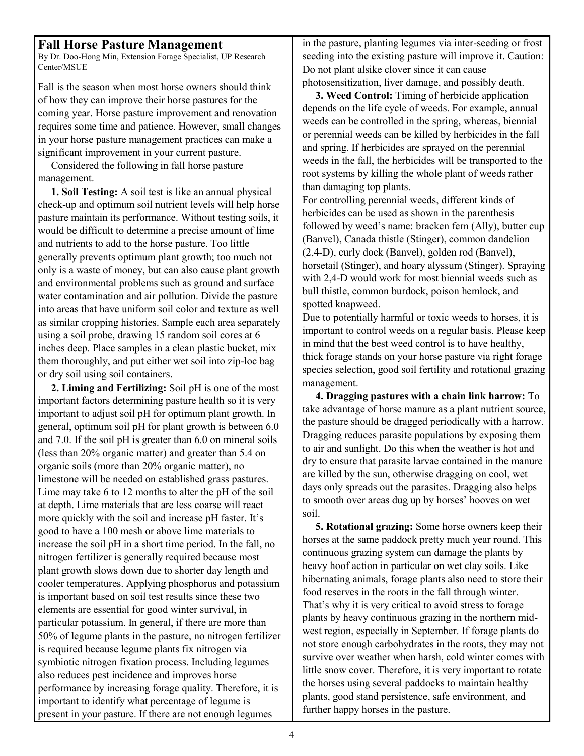## Fall Horse Pasture Management

By Dr. Doo-Hong Min, Extension Forage Specialist, UP Research Center/MSUE

Fall is the season when most horse owners should think of how they can improve their horse pastures for the coming year. Horse pasture improvement and renovation requires some time and patience. However, small changes in your horse pasture management practices can make a significant improvement in your current pasture.

Considered the following in fall horse pasture management.

**1. Soil Testing:** A soil test is like an annual physical check-up and optimum soil nutrient levels will help horse pasture maintain its performance. Without testing soils, it would be difficult to determine a precise amount of lime and nutrients to add to the horse pasture. Too little generally prevents optimum plant growth; too much not only is a waste of money, but can also cause plant growth and environmental problems such as ground and surface water contamination and air pollution. Divide the pasture into areas that have uniform soil color and texture as well as similar cropping histories. Sample each area separately using a soil probe, drawing 15 random soil cores at 6 inches deep. Place samples in a clean plastic bucket, mix them thoroughly, and put either wet soil into zip-loc bag or dry soil using soil containers.

**2. Liming and Fertilizing:** Soil pH is one of the most important factors determining pasture health so it is very important to adjust soil pH for optimum plant growth. In general, optimum soil pH for plant growth is between 6.0 and 7.0. If the soil pH is greater than 6.0 on mineral soils (less than 20% organic matter) and greater than 5.4 on organic soils (more than 20% organic matter), no limestone will be needed on established grass pastures. Lime may take 6 to 12 months to alter the pH of the soil at depth. Lime materials that are less coarse will react more quickly with the soil and increase pH faster. It's good to have a 100 mesh or above lime materials to increase the soil pH in a short time period. In the fall, no nitrogen fertilizer is generally required because most plant growth slows down due to shorter day length and cooler temperatures. Applying phosphorus and potassium is important based on soil test results since these two elements are essential for good winter survival, in particular potassium. In general, if there are more than 50% of legume plants in the pasture, no nitrogen fertilizer is required because legume plants fix nitrogen via symbiotic nitrogen fixation process. Including legumes also reduces pest incidence and improves horse performance by increasing forage quality. Therefore, it is important to identify what percentage of legume is present in your pasture. If there are not enough legumes in the pasture, planting legumes via inter-seeding or frost seeding into the existing pasture will improve it. Caution: Do not plant alsike clover since it can cause photosensitization, liver damage, and possibly death.

**3. Weed Control:** Timing of herbicide application depends on the life cycle of weeds. For example, annual weeds can be controlled in the spring, whereas, biennial or perennial weeds can be killed by herbicides in the fall and spring. If herbicides are sprayed on the perennial weeds in the fall, the herbicides will be transported to the root systems by killing the whole plant of weeds rather than damaging top plants.

For controlling perennial weeds, different kinds of herbicides can be used as shown in the parenthesis followed by weed's name: bracken fern (Ally), butter cup (Banvel), Canada thistle (Stinger), common dandelion (2,4-D), curly dock (Banvel), golden rod (Banvel), horsetail (Stinger), and hoary alyssum (Stinger). Spraying with 2,4-D would work for most biennial weeds such as bull thistle, common burdock, poison hemlock, and spotted knapweed.

Due to potentially harmful or toxic weeds to horses, it is important to control weeds on a regular basis. Please keep in mind that the best weed control is to have healthy, thick forage stands on your horse pasture via right forage species selection, good soil fertility and rotational grazing management.

**4. Dragging pastures with a chain link harrow:** To take advantage of horse manure as a plant nutrient source, the pasture should be dragged periodically with a harrow. Dragging reduces parasite populations by exposing them to air and sunlight. Do this when the weather is hot and dry to ensure that parasite larvae contained in the manure are killed by the sun, otherwise dragging on cool, wet days only spreads out the parasites. Dragging also helps to smooth over areas dug up by horses' hooves on wet soil.

**5. Rotational grazing:** Some horse owners keep their horses at the same paddock pretty much year round. This continuous grazing system can damage the plants by heavy hoof action in particular on wet clay soils. Like hibernating animals, forage plants also need to store their food reserves in the roots in the fall through winter. That's why it is very critical to avoid stress to forage plants by heavy continuous grazing in the northern mid-west region, especially in September. If forage plants do not store enough carbohydrates in the roots, they may not survive over weather when harsh, cold winter comes with little snow cover. Therefore, it is very important to rotate the horses using several paddocks to maintain healthy plants, good stand persistence, safe environment, and further happy horses in the pasture.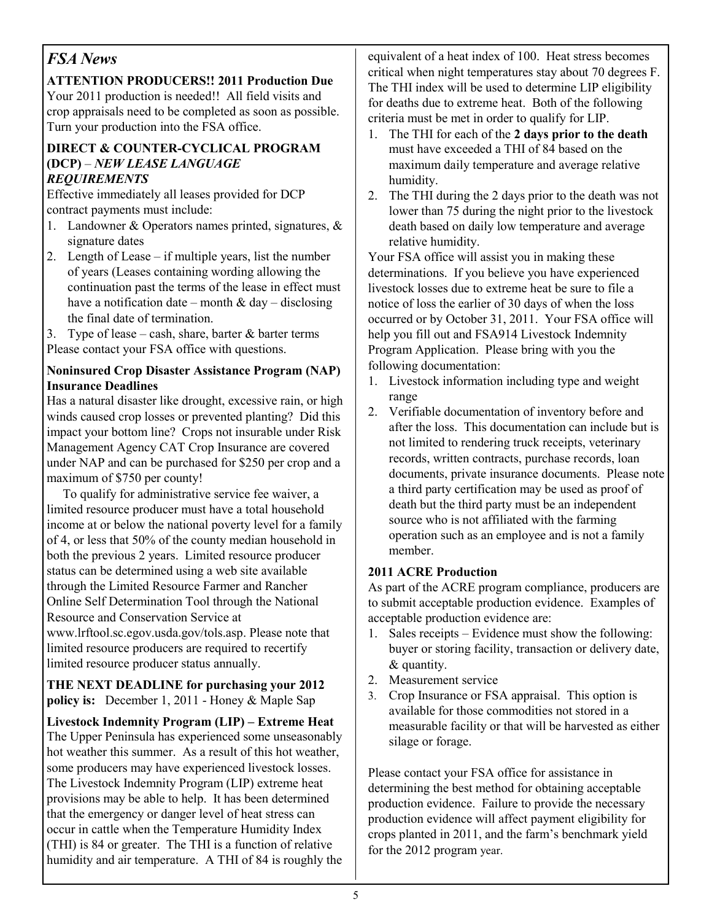## *FSA News*

**ATTENTION PRODUCERS!! 2011 Production Due**
Your 2011 production is needed!! All field visits and crop appraisals need to be completed as soon as possible. Turn your production into the FSA office.

**DIRECT & COUNTER-CYCLICAL PROGRAM (DCP)** – ***NEW LEASE LANGUAGE REQUIREMENTS***

Effective immediately all leases provided for DCP contract payments must include:

1. Landowner & Operators names printed, signatures, & signature dates
2. Length of Lease – if multiple years, list the number of years (Leases containing wording allowing the continuation past the terms of the lease in effect must have a notification date – month & day – disclosing the final date of termination.
3. Type of lease – cash, share, barter & barter terms

Please contact your FSA office with questions.

**Noninsured Crop Disaster Assistance Program (NAP) Insurance Deadlines**

Has a natural disaster like drought, excessive rain, or high winds caused crop losses or prevented planting? Did this impact your bottom line? Crops not insurable under Risk Management Agency CAT Crop Insurance are covered under NAP and can be purchased for $250 per crop and a maximum of $750 per county!

To qualify for administrative service fee waiver, a limited resource producer must have a total household income at or below the national poverty level for a family of 4, or less that 50% of the county median household in both the previous 2 years. Limited resource producer status can be determined using a web site available through the Limited Resource Farmer and Rancher Online Self Determination Tool through the National Resource and Conservation Service at www.lrftool.sc.egov.usda.gov/tols.asp. Please note that limited resource producers are required to recertify limited resource producer status annually.

**THE NEXT DEADLINE for purchasing your 2012 policy is:** December 1, 2011 - Honey & Maple Sap

**Livestock Indemnity Program (LIP) – Extreme Heat**

The Upper Peninsula has experienced some unseasonably hot weather this summer. As a result of this hot weather, some producers may have experienced livestock losses. The Livestock Indemnity Program (LIP) extreme heat provisions may be able to help. It has been determined that the emergency or danger level of heat stress can occur in cattle when the Temperature Humidity Index (THI) is 84 or greater. The THI is a function of relative humidity and air temperature. A THI of 84 is roughly the equivalent of a heat index of 100. Heat stress becomes critical when night temperatures stay about 70 degrees F. The THI index will be used to determine LIP eligibility for deaths due to extreme heat. Both of the following criteria must be met in order to qualify for LIP.

1. The THI for each of the **2 days prior to the death** must have exceeded a THI of 84 based on the maximum daily temperature and average relative humidity.
2. The THI during the 2 days prior to the death was not lower than 75 during the night prior to the livestock death based on daily low temperature and average relative humidity.

Your FSA office will assist you in making these determinations. If you believe you have experienced livestock losses due to extreme heat be sure to file a notice of loss the earlier of 30 days of when the loss occurred or by October 31, 2011. Your FSA office will help you fill out and FSA914 Livestock Indemnity Program Application. Please bring with you the following documentation:

1. Livestock information including type and weight range
2. Verifiable documentation of inventory before and after the loss. This documentation can include but is not limited to rendering truck receipts, veterinary records, written contracts, purchase records, loan documents, private insurance documents. Please note a third party certification may be used as proof of death but the third party must be an independent source who is not affiliated with the farming operation such as an employee and is not a family member.

**2011 ACRE Production**

As part of the ACRE program compliance, producers are to submit acceptable production evidence. Examples of acceptable production evidence are:

1. Sales receipts – Evidence must show the following: buyer or storing facility, transaction or delivery date, & quantity.
2. Measurement service
3. Crop Insurance or FSA appraisal. This option is available for those commodities not stored in a measurable facility or that will be harvested as either silage or forage.

Please contact your FSA office for assistance in determining the best method for obtaining acceptable production evidence. Failure to provide the necessary production evidence will affect payment eligibility for crops planted in 2011, and the farm's benchmark yield for the 2012 program year.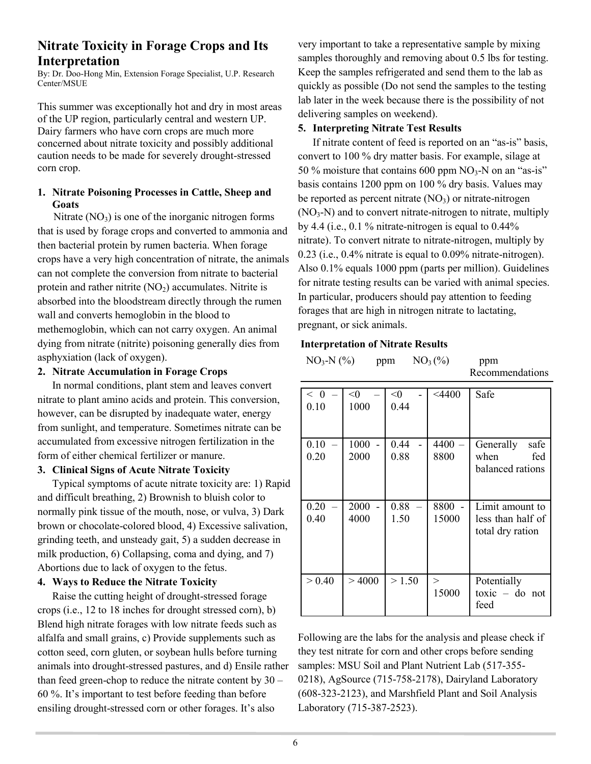# Nitrate Toxicity in Forage Crops and Its Interpretation

By: Dr. Doo-Hong Min, Extension Forage Specialist, U.P. Research Center/MSUE

This summer was exceptionally hot and dry in most areas of the UP region, particularly central and western UP. Dairy farmers who have corn crops are much more concerned about nitrate toxicity and possibly additional caution needs to be made for severely drought-stressed corn crop.

**1. Nitrate Poisoning Processes in Cattle, Sheep and Goats**

Nitrate ($NO_3$) is one of the inorganic nitrogen forms that is used by forage crops and converted to ammonia and then bacterial protein by rumen bacteria. When forage crops have a very high concentration of nitrate, the animals can not complete the conversion from nitrate to bacterial protein and rather nitrite ($NO_2$) accumulates. Nitrite is absorbed into the bloodstream directly through the rumen wall and converts hemoglobin in the blood to methemoglobin, which can not carry oxygen. An animal dying from nitrate (nitrite) poisoning generally dies from asphyxiation (lack of oxygen).

**2. Nitrate Accumulation in Forage Crops**

In normal conditions, plant stem and leaves convert nitrate to plant amino acids and protein. This conversion, however, can be disrupted by inadequate water, energy from sunlight, and temperature. Sometimes nitrate can be accumulated from excessive nitrogen fertilization in the form of either chemical fertilizer or manure.

**3. Clinical Signs of Acute Nitrate Toxicity**

Typical symptoms of acute nitrate toxicity are: 1) Rapid and difficult breathing, 2) Brownish to bluish color to normally pink tissue of the mouth, nose, or vulva, 3) Dark brown or chocolate-colored blood, 4) Excessive salivation, grinding teeth, and unsteady gait, 5) a sudden decrease in milk production, 6) Collapsing, coma and dying, and 7) Abortions due to lack of oxygen to the fetus.

**4. Ways to Reduce the Nitrate Toxicity**

Raise the cutting height of drought-stressed forage crops (i.e., 12 to 18 inches for drought stressed corn), b) Blend high nitrate forages with low nitrate feeds such as alfalfa and small grains, c) Provide supplements such as cotton seed, corn gluten, or soybean hulls before turning animals into drought-stressed pastures, and d) Ensile rather than feed green-chop to reduce the nitrate content by 30 – 60 %. It's important to test before feeding than before ensiling drought-stressed corn or other forages. It's also very important to take a representative sample by mixing samples thoroughly and removing about 0.5 lbs for testing. Keep the samples refrigerated and send them to the lab as quickly as possible (Do not send the samples to the testing lab later in the week because there is the possibility of not delivering samples on weekend).

**5. Interpreting Nitrate Test Results**

If nitrate content of feed is reported on an "as-is" basis, convert to 100 % dry matter basis. For example, silage at 50 % moisture that contains 600 ppm $NO_3$-N on an "as-is" basis contains 1200 ppm on 100 % dry basis. Values may be reported as percent nitrate ($NO_3$) or nitrate-nitrogen ($NO_3$-N) and to convert nitrate-nitrogen to nitrate, multiply by 4.4 (i.e., 0.1 % nitrate-nitrogen is equal to 0.44% nitrate). To convert nitrate to nitrate-nitrogen, multiply by 0.23 (i.e., 0.4% nitrate is equal to 0.09% nitrate-nitrogen). Also 0.1% equals 1000 ppm (parts per million). Guidelines for nitrate testing results can be varied with animal species. In particular, producers should pay attention to feeding forages that are high in nitrogen nitrate to lactating, pregnant, or sick animals.

**Interpretation of Nitrate Results**

| $NO_3$-N (%) | ppm | $NO_3$ (%) | ppm | Recommendations |
|---|---|---|---|---|
| < 0 – 0.10 | <0 – 1000 | <0 - 0.44 | <4400 | Safe |
| 0.10 – 0.20 | 1000 - 2000 | 0.44 - 0.88 | 4400 – 8800 | Generally safe when fed balanced rations |
| 0.20 – 0.40 | 2000 - 4000 | 0.88 – 1.50 | 8800 - 15000 | Limit amount to less than half of total dry ration |
| > 0.40 | > 4000 | > 1.50 | > 15000 | Potentially toxic – do not feed |

Following are the labs for the analysis and please check if they test nitrate for corn and other crops before sending samples: MSU Soil and Plant Nutrient Lab (517-355-0218), AgSource (715-758-2178), Dairyland Laboratory (608-323-2123), and Marshfield Plant and Soil Analysis Laboratory (715-387-2523).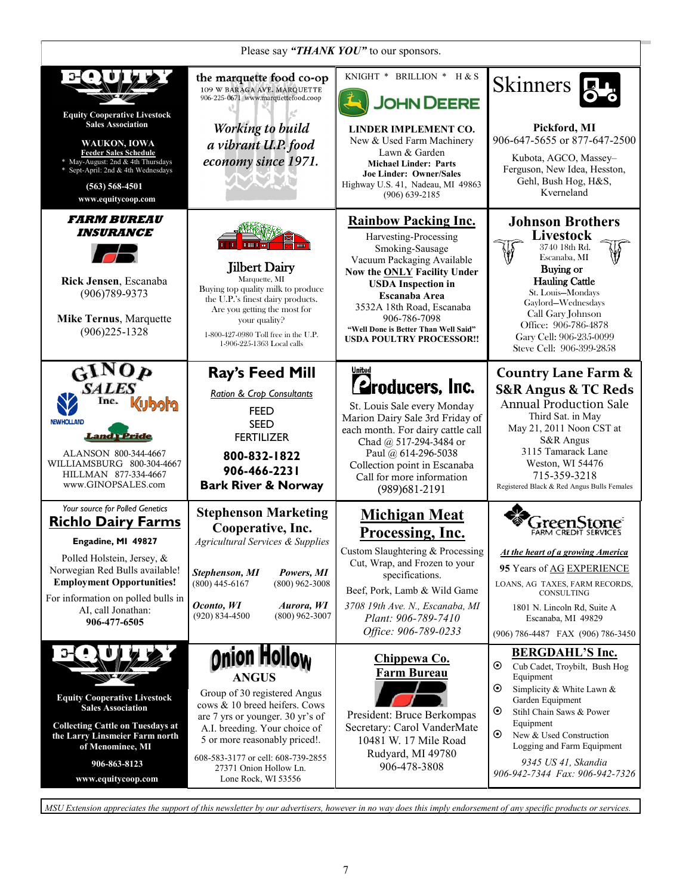Please say ***"THANK YOU"*** to our sponsors.

## EQUITY

**Equity Cooperative Livestock Sales Association**

**WAUKON, IOWA**
**Feeder Sales Schedule**
* May-August: 2nd & 4th Thursdays
* Sept-April: 2nd & 4th Wednesdays

**(563) 568-4501**
**www.equitycoop.com**

---

## the marquette food co-op

109 W BARAGA AVE. MARQUETTE
906-225-0671 www.marquettefood.coop

*Working to build a vibrant U.P. food economy since 1971.*

---

KNIGHT * BRILLION * H & S

## JOHN DEERE

**LINDER IMPLEMENT CO.**
New & Used Farm Machinery
Lawn & Garden
**Michael Linder: Parts**
**Joe Linder: Owner/Sales**
Highway U.S. 41, Nadeau, MI 49863
(906) 639-2185

---

## Skinners

**Pickford, MI**
906-647-5655 or 877-647-2500

Kubota, AGCO, Massey–Ferguson, New Idea, Hesston, Gehl, Bush Hog, H&S, Kverneland

---

## *FARM BUREAU INSURANCE*

**Rick Jensen**, Escanaba
(906)789-9373

**Mike Ternus**, Marquette
(906)225-1328

---

## Jilbert Dairy

Marquette, MI
Buying top quality milk to produce the U.P.'s finest dairy products.
Are you getting the most for your quality?

1-800-427-0980 Toll free in the U.P.
1-906-225-1363 Local calls

---

## Rainbow Packing Inc.

Harvesting-Processing
Smoking-Sausage
Vacuum Packaging Available
**Now the ONLY Facility Under USDA Inspection in Escanaba Area**
3532A 18th Road, Escanaba
906-786-7098
**"Well Done is Better Than Well Said"**
**USDA POULTRY PROCESSOR!!**

---

## Johnson Brothers Livestock

3740 18th Rd.
Escanaba, MI
Buying or
Hauling Cattle
St. Louis—Mondays
Gaylord—Wednesdays
Call Gary Johnson
Office: 906-786-4878
Gary Cell: 906-235-0099
Steve Cell: 906-399-2858

---

## GINOP SALES Inc.

Kubota · New Holland · Land Pride

ALANSON 800-344-4667
WILLIAMSBURG 800-304-4667
HILLMAN 877-334-4667
www.GINOPSALES.com

---

## Ray's Feed Mill

*Ration & Crop Consultants*

FEED
SEED
FERTILIZER

**800-832-1822**
**906-466-2231**
**Bark River & Norway**

---

## United Producers, Inc.

St. Louis Sale every Monday
Marion Dairy Sale 3rd Friday of each month. For dairy cattle call Chad @ 517-294-3484 or Paul @ 614-296-5038
Collection point in Escanaba
Call for more information
(989)681-2191

---

## Country Lane Farm & S&R Angus & TC Reds

Annual Production Sale
Third Sat. in May
May 21, 2011 Noon CST at S&R Angus
3115 Tamarack Lane
Weston, WI 54476
715-359-3218
Registered Black & Red Angus Bulls Females

---

*Your source for Polled Genetics*

## Richlo Dairy Farms

**Engadine, MI 49827**

Polled Holstein, Jersey, & Norwegian Red Bulls available!
**Employment Opportunities!**

For information on polled bulls in AI, call Jonathan:
**906-477-6505**

---

## Stephenson Marketing Cooperative, Inc.

*Agricultural Services & Supplies*

***Stephenson, MI*** (800) 445-6167
***Powers, MI*** (800) 962-3008
***Oconto, WI*** (920) 834-4500
***Aurora, WI*** (800) 962-3007

---

## Michigan Meat Processing, Inc.

Custom Slaughtering & Processing
Cut, Wrap, and Frozen to your specifications.

Beef, Pork, Lamb & Wild Game

*3708 19th Ave. N., Escanaba, MI*
*Plant: 906-789-7410*
*Office: 906-789-0233*

---

## GreenStone FARM CREDIT SERVICES

***At the heart of a growing America***

**95** Years of AG EXPERIENCE

LOANS, AG TAXES, FARM RECORDS, CONSULTING

1801 N. Lincoln Rd, Suite A
Escanaba, MI 49829

(906) 786-4487 FAX (906) 786-3450

---

## EQUITY

**Equity Cooperative Livestock Sales Association**

**Collecting Cattle on Tuesdays at the Larry Linsmeier Farm north of Menominee, MI**

**906-863-8123**

**www.equitycoop.com**

---

## Onion Hollow ANGUS

Group of 30 registered Angus cows & 10 bred heifers. Cows are 7 yrs or younger. 30 yr's of A.I. breeding. Your choice of 5 or more reasonably priced!.

608-583-3177 or cell: 608-739-2855
27371 Onion Hollow Ln.
Lone Rock, WI 53556

---

## Chippewa Co. Farm Bureau

President: Bruce Berkompas
Secretary: Carol VanderMate
10481 W. 17 Mile Road
Rudyard, MI 49780
906-478-3808

---

## BERGDAHL'S Inc.

- Cub Cadet, Troybilt, Bush Hog Equipment
- Simplicity & White Lawn & Garden Equipment
- Stihl Chain Saws & Power Equipment
- New & Used Construction Logging and Farm Equipment

*9345 US 41, Skandia*
*906-942-7344 Fax: 906-942-7326*

---

*MSU Extension appreciates the support of this newsletter by our advertisers, however in no way does this imply endorsement of any specific products or services.*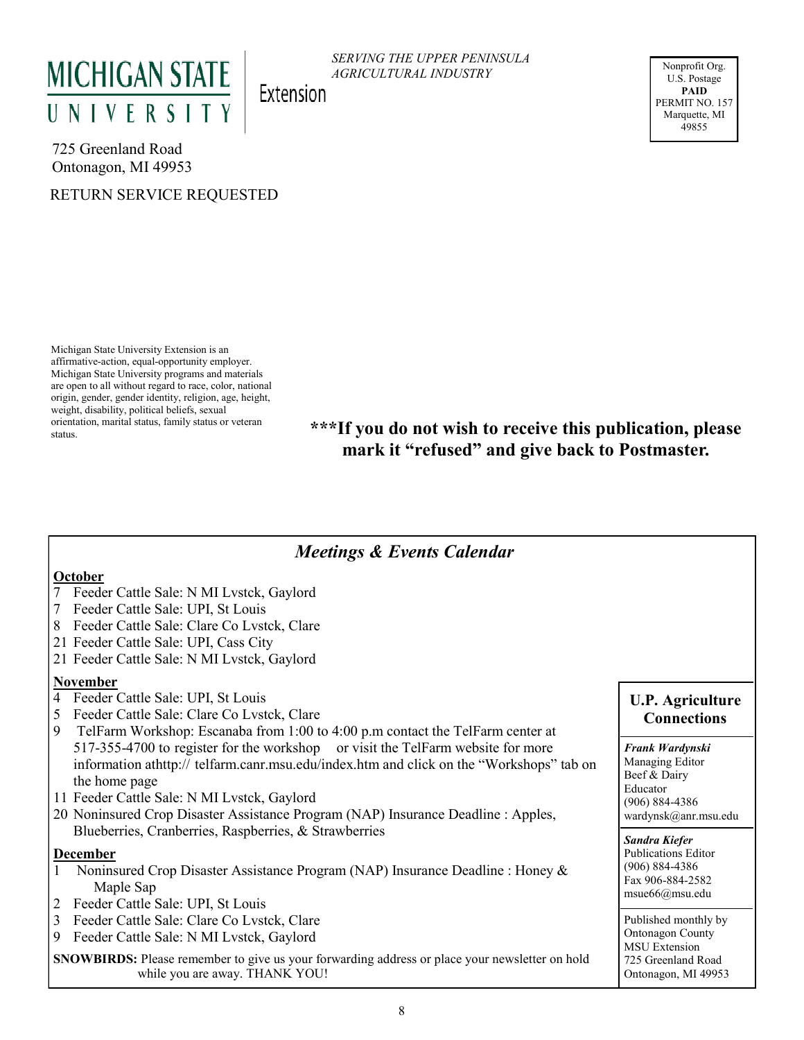MICHIGAN STATE UNIVERSITY | Extension

*SERVING THE UPPER PENINSULA AGRICULTURAL INDUSTRY*

Nonprofit Org.
U.S. Postage
**PAID**
PERMIT NO. 157
Marquette, MI
49855

725 Greenland Road
Ontonagon, MI 49953

RETURN SERVICE REQUESTED

Michigan State University Extension is an affirmative-action, equal-opportunity employer. Michigan State University programs and materials are open to all without regard to race, color, national origin, gender, gender identity, religion, age, height, weight, disability, political beliefs, sexual orientation, marital status, family status or veteran status.

**\*\*\*If you do not wish to receive this publication, please mark it "refused" and give back to Postmaster.**

## *Meetings & Events Calendar*

**October**

- 7 Feeder Cattle Sale: N MI Lvstck, Gaylord
- 7 Feeder Cattle Sale: UPI, St Louis
- 8 Feeder Cattle Sale: Clare Co Lvstck, Clare
- 21 Feeder Cattle Sale: UPI, Cass City
- 21 Feeder Cattle Sale: N MI Lvstck, Gaylord

**November**

- 4 Feeder Cattle Sale: UPI, St Louis
- 5 Feeder Cattle Sale: Clare Co Lvstck, Clare
- 9 TelFarm Workshop: Escanaba from 1:00 to 4:00 p.m contact the TelFarm center at 517-355-4700 to register for the workshop or visit the TelFarm website for more information athttp:// telfarm.canr.msu.edu/index.htm and click on the "Workshops" tab on the home page
- 11 Feeder Cattle Sale: N MI Lvstck, Gaylord
- 20 Noninsured Crop Disaster Assistance Program (NAP) Insurance Deadline : Apples, Blueberries, Cranberries, Raspberries, & Strawberries

**December**

- 1 Noninsured Crop Disaster Assistance Program (NAP) Insurance Deadline : Honey & Maple Sap
- 2 Feeder Cattle Sale: UPI, St Louis
- 3 Feeder Cattle Sale: Clare Co Lvstck, Clare
- 9 Feeder Cattle Sale: N MI Lvstck, Gaylord

**SNOWBIRDS:** Please remember to give us your forwarding address or place your newsletter on hold while you are away. THANK YOU!

### U.P. Agriculture Connections

***Frank Wardynski***
Managing Editor
Beef & Dairy Educator
(906) 884-4386
wardynsk@anr.msu.edu

***Sandra Kiefer***
Publications Editor
(906) 884-4386
Fax 906-884-2582
msue66@msu.edu

Published monthly by Ontonagon County MSU Extension
725 Greenland Road
Ontonagon, MI 49953